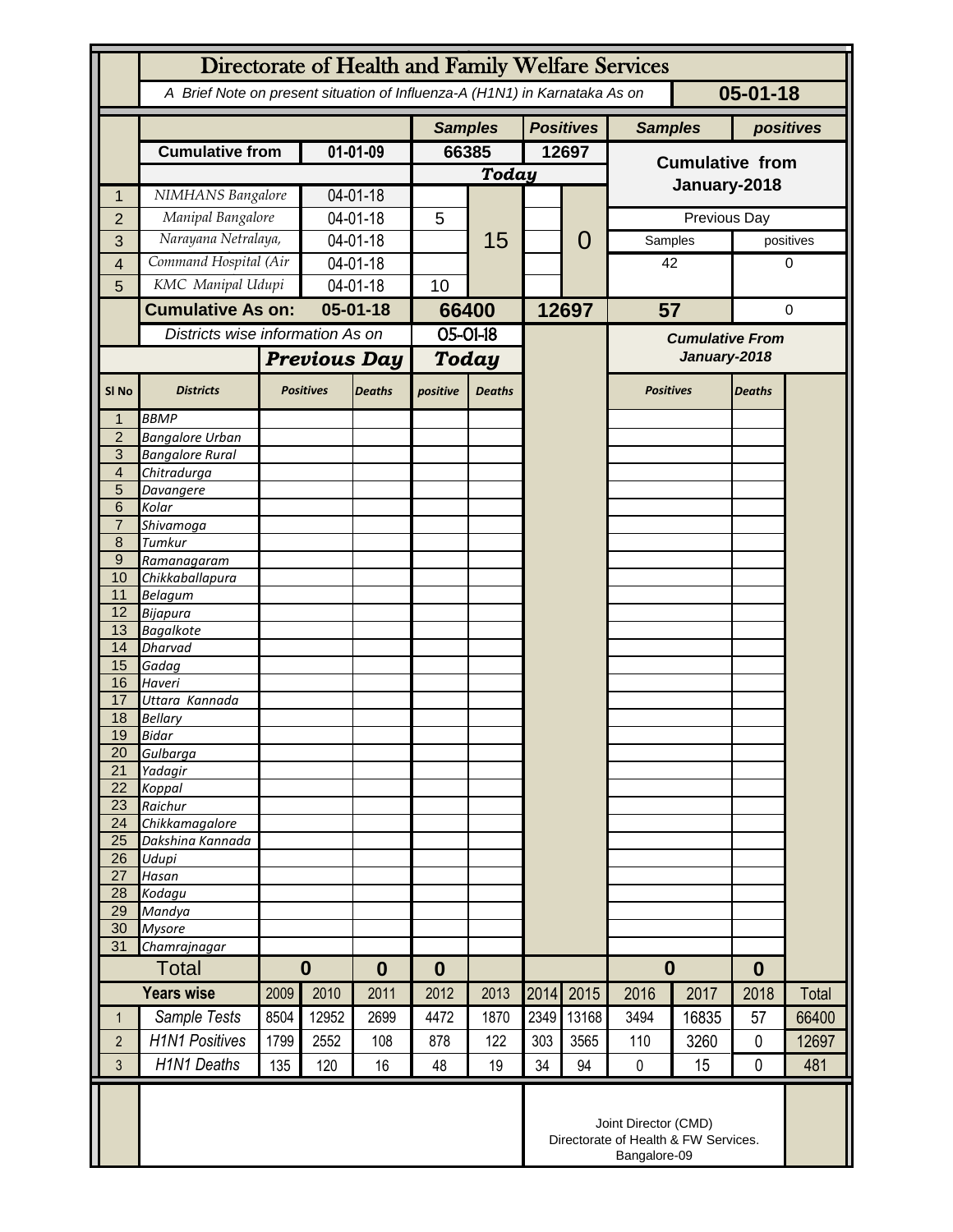# Directorate of Health and Family Welfare Services

*A Brief Note on present situation of Influenza-A (H1N1) in Karnataka As on* **05-01-18**

| | | | Samples | | Positives | | Samples | positives |
|---|---|---|---|---|---|---|---|---|
| | **Cumulative from** | **01-01-09** | **66385** | | **12697** | | **Cumulative from January-2018** | |
| | | | ***Today*** | | | | | |
| 1 | *NIMHANS Bangalore* | 04-01-18 | | 15 | | 0 | | |
| 2 | *Manipal Bangalore* | 04-01-18 | 5 | | | | Previous Day | |
| 3 | *Narayana Netralaya,* | 04-01-18 | | | | | Samples | positives |
| 4 | *Command Hospital (Air* | 04-01-18 | | | | | 42 | 0 |
| 5 | *KMC Manipal Udupi* | 04-01-18 | 10 | | | | | |
| | **Cumulative As on:** | **05-01-18** | **66400** | | **12697** | | **57** | 0 |

| | *Districts wise information As on* | | | 05-01-18 | | | *Cumulative From January-2018* | |
|---|---|---|---|---|---|---|---|---|
| | | ***Previous Day*** | | ***Today*** | | | | |
| **Sl No** | **Districts** | **Positives** | **Deaths** | **positive** | **Deaths** | | **Positives** | **Deaths** |
| 1 | *BBMP* | | | | | | | |
| 2 | *Bangalore Urban* | | | | | | | |
| 3 | *Bangalore Rural* | | | | | | | |
| 4 | *Chitradurga* | | | | | | | |
| 5 | *Davangere* | | | | | | | |
| 6 | *Kolar* | | | | | | | |
| 7 | *Shivamoga* | | | | | | | |
| 8 | *Tumkur* | | | | | | | |
| 9 | *Ramanagaram* | | | | | | | |
| 10 | *Chikkaballapura* | | | | | | | |
| 11 | *Belagum* | | | | | | | |
| 12 | *Bijapura* | | | | | | | |
| 13 | *Bagalkote* | | | | | | | |
| 14 | *Dharvad* | | | | | | | |
| 15 | *Gadag* | | | | | | | |
| 16 | *Haveri* | | | | | | | |
| 17 | *Uttara Kannada* | | | | | | | |
| 18 | *Bellary* | | | | | | | |
| 19 | *Bidar* | | | | | | | |
| 20 | *Gulbarga* | | | | | | | |
| 21 | *Yadagir* | | | | | | | |
| 22 | *Koppal* | | | | | | | |
| 23 | *Raichur* | | | | | | | |
| 24 | *Chikkamagalore* | | | | | | | |
| 25 | *Dakshina Kannada* | | | | | | | |
| 26 | *Udupi* | | | | | | | |
| 27 | *Hasan* | | | | | | | |
| 28 | *Kodagu* | | | | | | | |
| 29 | *Mandya* | | | | | | | |
| 30 | *Mysore* | | | | | | | |
| 31 | *Chamrajnagar* | | | | | | | |
| | Total | **0** | **0** | **0** | | | **0** | **0** |

| | **Years wise** | 2009 | 2010 | 2011 | 2012 | 2013 | 2014 | 2015 | 2016 | 2017 | 2018 | Total |
|---|---|---|---|---|---|---|---|---|---|---|---|---|
| 1 | *Sample Tests* | 8504 | 12952 | 2699 | 4472 | 1870 | 2349 | 13168 | 3494 | 16835 | 57 | 66400 |
| 2 | *H1N1 Positives* | 1799 | 2552 | 108 | 878 | 122 | 303 | 3565 | 110 | 3260 | 0 | 12697 |
| 3 | *H1N1 Deaths* | 135 | 120 | 16 | 48 | 19 | 34 | 94 | 0 | 15 | 0 | 481 |

Joint Director (CMD)
Directorate of Health & FW Services.
Bangalore-09